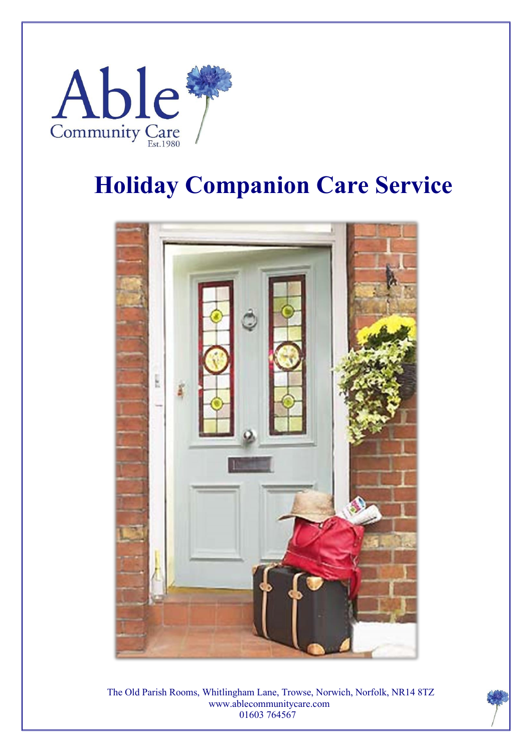Able

Community Care

Est.1980

# Holiday Companion Care Service

The Old Parish Rooms, Whitlingham Lane, Trowse, Norwich, Norfolk, NR14 8TZ
www.ablecommunitycare.com
01603 764567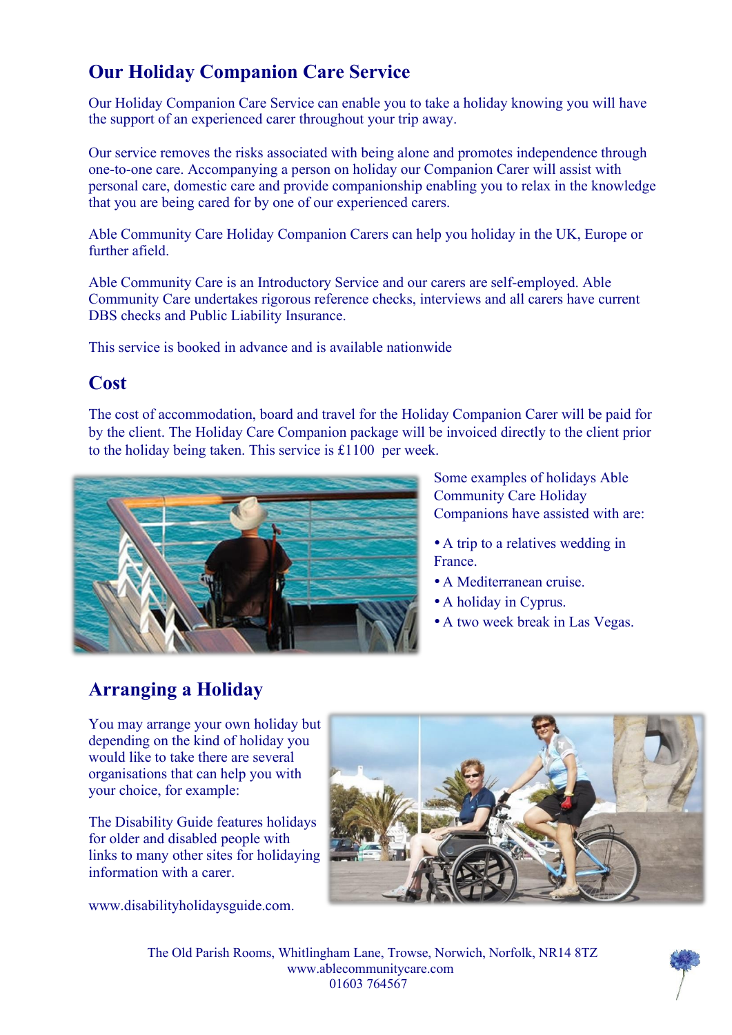## Our Holiday Companion Care Service

Our Holiday Companion Care Service can enable you to take a holiday knowing you will have the support of an experienced carer throughout your trip away.

Our service removes the risks associated with being alone and promotes independence through one-to-one care. Accompanying a person on holiday our Companion Carer will assist with personal care, domestic care and provide companionship enabling you to relax in the knowledge that you are being cared for by one of our experienced carers.

Able Community Care Holiday Companion Carers can help you holiday in the UK, Europe or further afield.

Able Community Care is an Introductory Service and our carers are self-employed. Able Community Care undertakes rigorous reference checks, interviews and all carers have current DBS checks and Public Liability Insurance.

This service is booked in advance and is available nationwide

## Cost

The cost of accommodation, board and travel for the Holiday Companion Carer will be paid for by the client. The Holiday Care Companion package will be invoiced directly to the client prior to the holiday being taken. This service is £1100 per week.

Some examples of holidays Able Community Care Holiday Companions have assisted with are:

- A trip to a relatives wedding in France.
- A Mediterranean cruise.
- A holiday in Cyprus.
- A two week break in Las Vegas.

## Arranging a Holiday

You may arrange your own holiday but depending on the kind of holiday you would like to take there are several organisations that can help you with your choice, for example:

The Disability Guide features holidays for older and disabled people with links to many other sites for holidaying information with a carer.

www.disabilityholidaysguide.com.

The Old Parish Rooms, Whitlingham Lane, Trowse, Norwich, Norfolk, NR14 8TZ
www.ablecommunitycare.com
01603 764567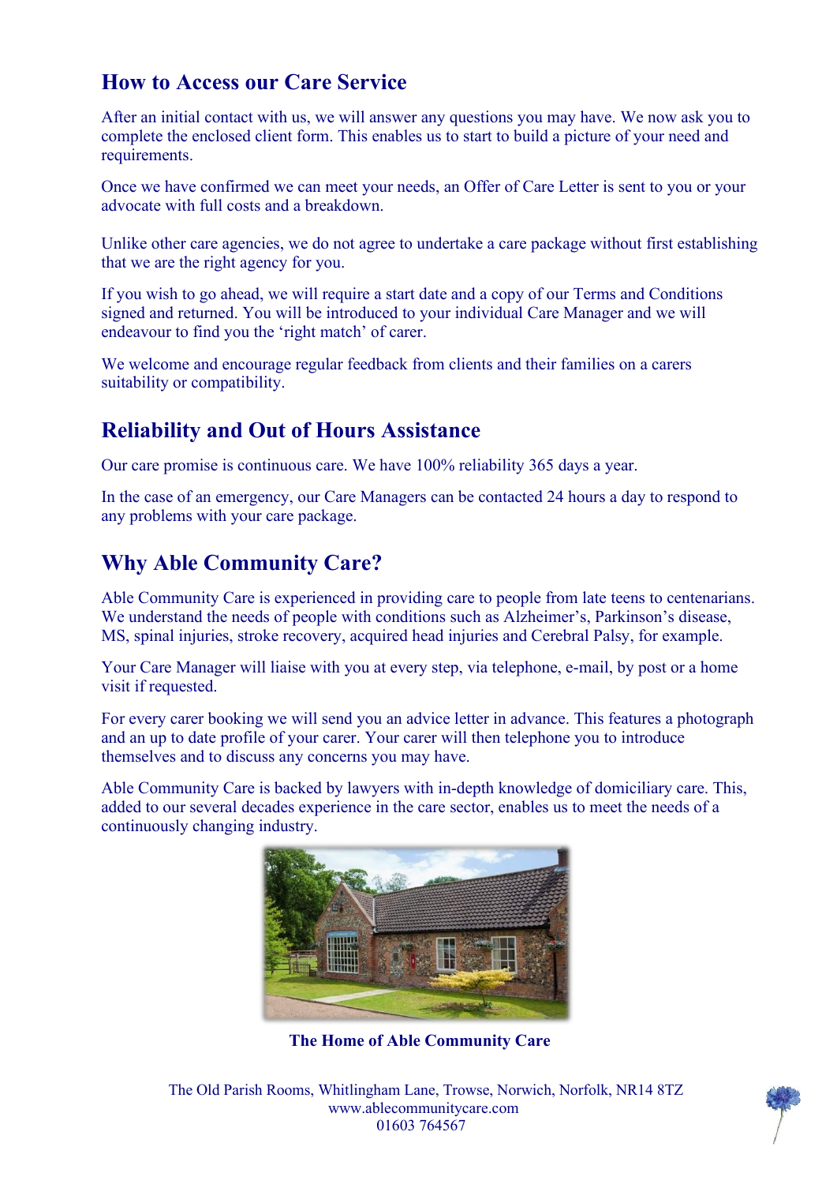## How to Access our Care Service

After an initial contact with us, we will answer any questions you may have. We now ask you to complete the enclosed client form. This enables us to start to build a picture of your need and requirements.

Once we have confirmed we can meet your needs, an Offer of Care Letter is sent to you or your advocate with full costs and a breakdown.

Unlike other care agencies, we do not agree to undertake a care package without first establishing that we are the right agency for you.

If you wish to go ahead, we will require a start date and a copy of our Terms and Conditions signed and returned. You will be introduced to your individual Care Manager and we will endeavour to find you the 'right match' of carer.

We welcome and encourage regular feedback from clients and their families on a carers suitability or compatibility.

## Reliability and Out of Hours Assistance

Our care promise is continuous care. We have 100% reliability 365 days a year.

In the case of an emergency, our Care Managers can be contacted 24 hours a day to respond to any problems with your care package.

## Why Able Community Care?

Able Community Care is experienced in providing care to people from late teens to centenarians. We understand the needs of people with conditions such as Alzheimer's, Parkinson's disease, MS, spinal injuries, stroke recovery, acquired head injuries and Cerebral Palsy, for example.

Your Care Manager will liaise with you at every step, via telephone, e-mail, by post or a home visit if requested.

For every carer booking we will send you an advice letter in advance. This features a photograph and an up to date profile of your carer. Your carer will then telephone you to introduce themselves and to discuss any concerns you may have.

Able Community Care is backed by lawyers with in-depth knowledge of domiciliary care. This, added to our several decades experience in the care sector, enables us to meet the needs of a continuously changing industry.

**The Home of Able Community Care**

The Old Parish Rooms, Whitlingham Lane, Trowse, Norwich, Norfolk, NR14 8TZ
www.ablecommunitycare.com
01603 764567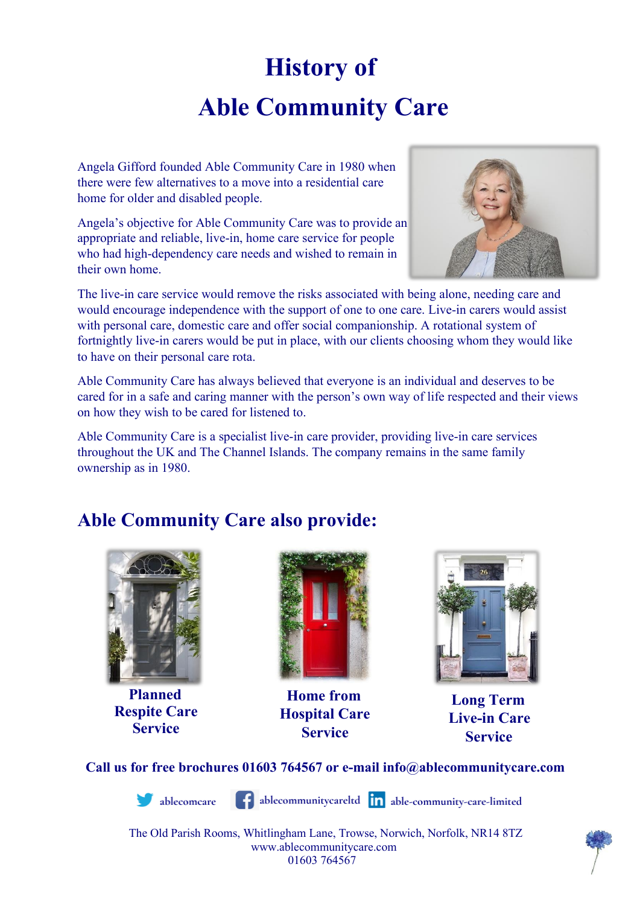# History of Able Community Care

Angela Gifford founded Able Community Care in 1980 when there were few alternatives to a move into a residential care home for older and disabled people.

Angela's objective for Able Community Care was to provide an appropriate and reliable, live-in, home care service for people who had high-dependency care needs and wished to remain in their own home.

The live-in care service would remove the risks associated with being alone, needing care and would encourage independence with the support of one to one care. Live-in carers would assist with personal care, domestic care and offer social companionship. A rotational system of fortnightly live-in carers would be put in place, with our clients choosing whom they would like to have on their personal care rota.

Able Community Care has always believed that everyone is an individual and deserves to be cared for in a safe and caring manner with the person's own way of life respected and their views on how they wish to be cared for listened to.

Able Community Care is a specialist live-in care provider, providing live-in care services throughout the UK and The Channel Islands. The company remains in the same family ownership as in 1980.

## Able Community Care also provide:

**Planned Respite Care Service**

**Home from Hospital Care Service**

**Long Term Live-in Care Service**

**Call us for free brochures 01603 764567 or e-mail info@ablecommunitycare.com**

ablecomcare | ablecommunitycareltd | able-community-care-limited

The Old Parish Rooms, Whitlingham Lane, Trowse, Norwich, Norfolk, NR14 8TZ
www.ablecommunitycare.com
01603 764567